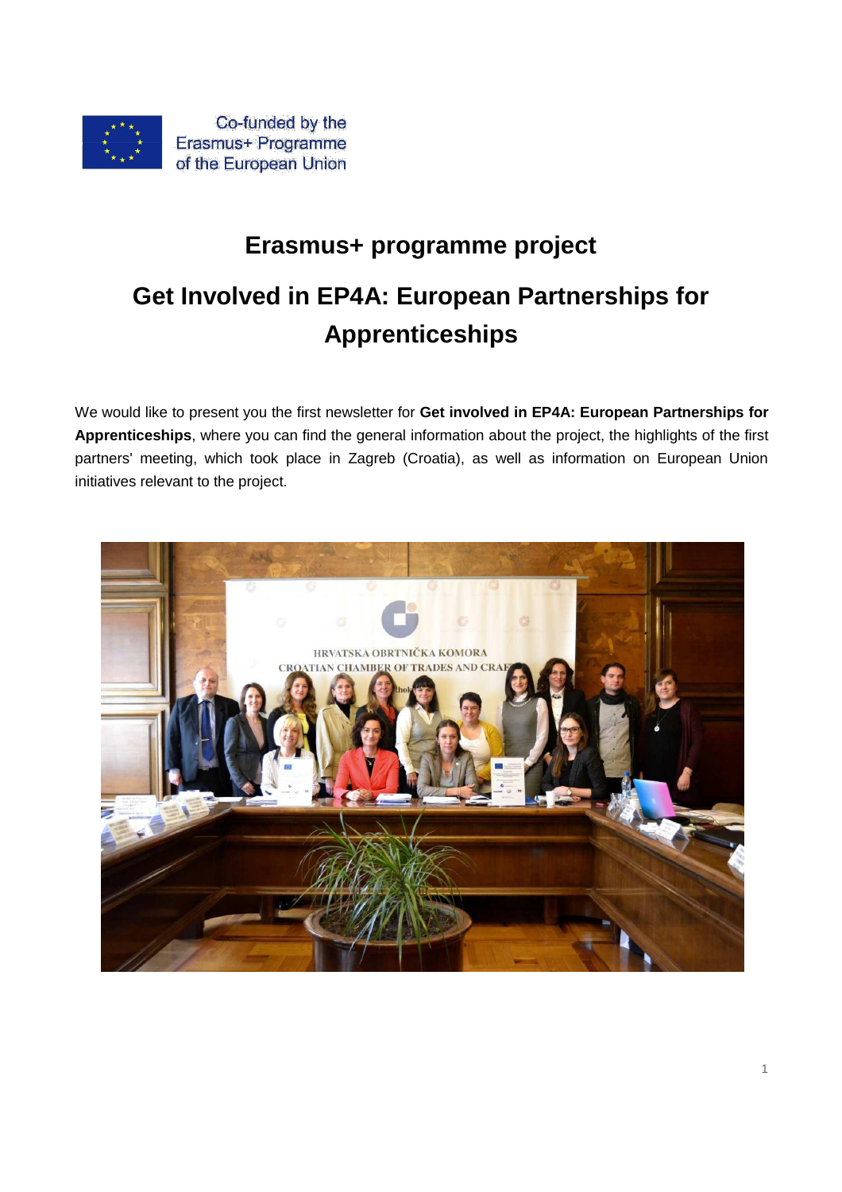Co-funded by the Erasmus+ Programme of the European Union

# Erasmus+ programme project

# Get Involved in EP4A: European Partnerships for Apprenticeships

We would like to present you the first newsletter for **Get involved in EP4A: European Partnerships for Apprenticeships**, where you can find the general information about the project, the highlights of the first partners' meeting, which took place in Zagreb (Croatia), as well as information on European Union initiatives relevant to the project.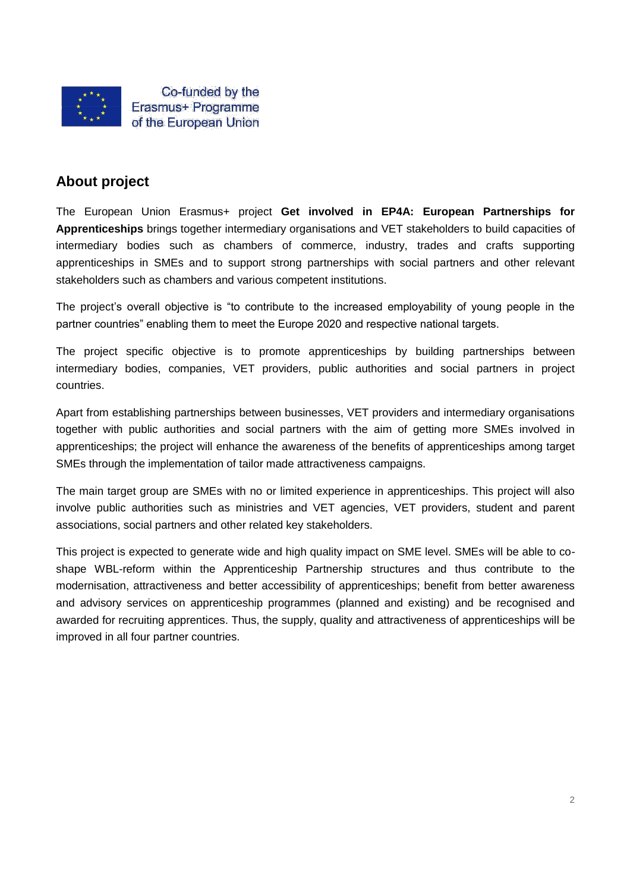Co-funded by the Erasmus+ Programme of the European Union

## About project

The European Union Erasmus+ project **Get involved in EP4A: European Partnerships for Apprenticeships** brings together intermediary organisations and VET stakeholders to build capacities of intermediary bodies such as chambers of commerce, industry, trades and crafts supporting apprenticeships in SMEs and to support strong partnerships with social partners and other relevant stakeholders such as chambers and various competent institutions.

The project's overall objective is "to contribute to the increased employability of young people in the partner countries" enabling them to meet the Europe 2020 and respective national targets.

The project specific objective is to promote apprenticeships by building partnerships between intermediary bodies, companies, VET providers, public authorities and social partners in project countries.

Apart from establishing partnerships between businesses, VET providers and intermediary organisations together with public authorities and social partners with the aim of getting more SMEs involved in apprenticeships; the project will enhance the awareness of the benefits of apprenticeships among target SMEs through the implementation of tailor made attractiveness campaigns.

The main target group are SMEs with no or limited experience in apprenticeships. This project will also involve public authorities such as ministries and VET agencies, VET providers, student and parent associations, social partners and other related key stakeholders.

This project is expected to generate wide and high quality impact on SME level. SMEs will be able to co-shape WBL-reform within the Apprenticeship Partnership structures and thus contribute to the modernisation, attractiveness and better accessibility of apprenticeships; benefit from better awareness and advisory services on apprenticeship programmes (planned and existing) and be recognised and awarded for recruiting apprentices. Thus, the supply, quality and attractiveness of apprenticeships will be improved in all four partner countries.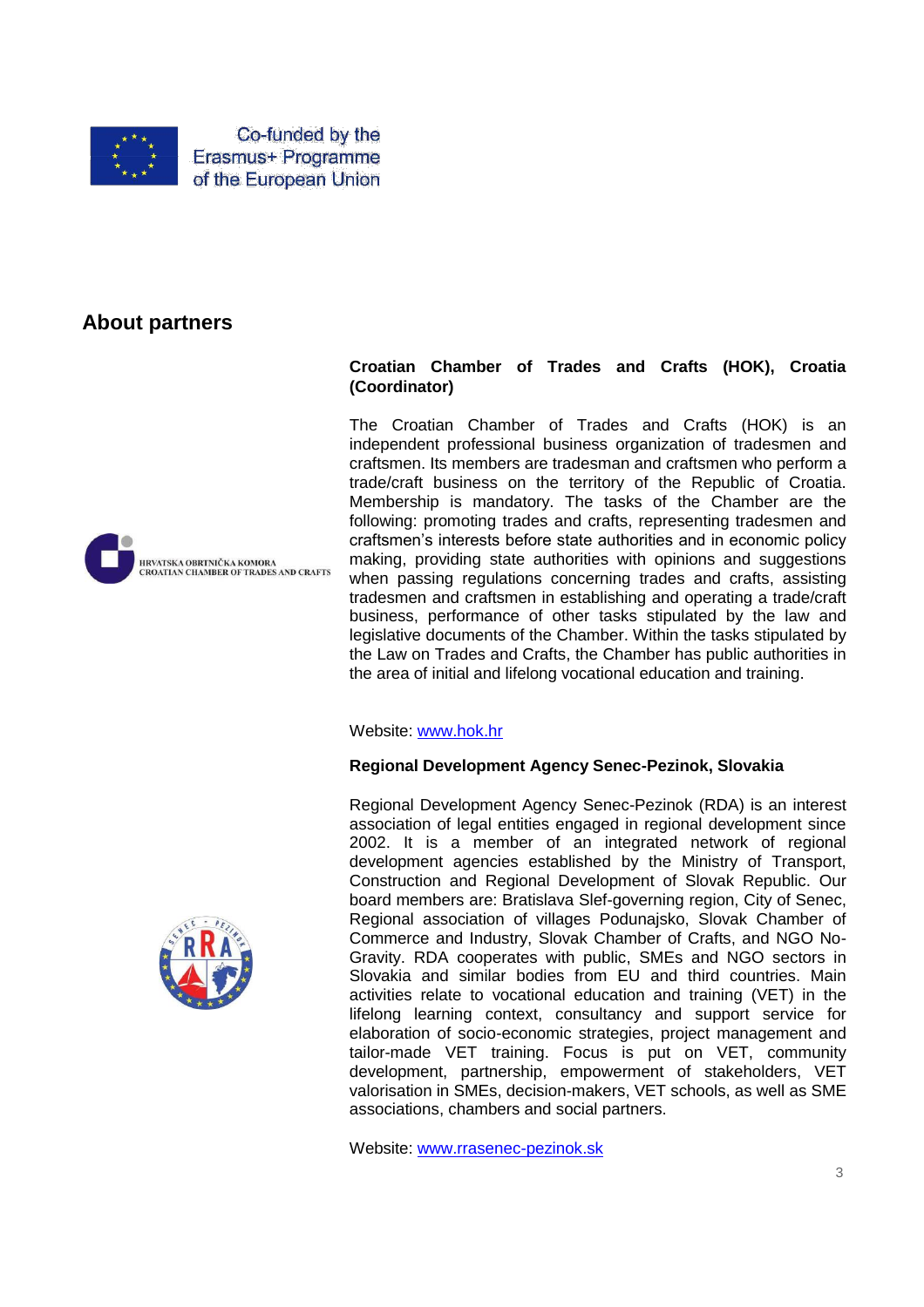Co-funded by the Erasmus+ Programme of the European Union

## About partners

**Croatian Chamber of Trades and Crafts (HOK), Croatia (Coordinator)**

The Croatian Chamber of Trades and Crafts (HOK) is an independent professional business organization of tradesmen and craftsmen. Its members are tradesman and craftsmen who perform a trade/craft business on the territory of the Republic of Croatia. Membership is mandatory. The tasks of the Chamber are the following: promoting trades and crafts, representing tradesmen and craftsmen's interests before state authorities and in economic policy making, providing state authorities with opinions and suggestions when passing regulations concerning trades and crafts, assisting tradesmen and craftsmen in establishing and operating a trade/craft business, performance of other tasks stipulated by the law and legislative documents of the Chamber. Within the tasks stipulated by the Law on Trades and Crafts, the Chamber has public authorities in the area of initial and lifelong vocational education and training.

Website: www.hok.hr

**Regional Development Agency Senec-Pezinok, Slovakia**

Regional Development Agency Senec-Pezinok (RDA) is an interest association of legal entities engaged in regional development since 2002. It is a member of an integrated network of regional development agencies established by the Ministry of Transport, Construction and Regional Development of Slovak Republic. Our board members are: Bratislava Slef-governing region, City of Senec, Regional association of villages Podunajsko, Slovak Chamber of Commerce and Industry, Slovak Chamber of Crafts, and NGO No-Gravity. RDA cooperates with public, SMEs and NGO sectors in Slovakia and similar bodies from EU and third countries. Main activities relate to vocational education and training (VET) in the lifelong learning context, consultancy and support service for elaboration of socio-economic strategies, project management and tailor-made VET training. Focus is put on VET, community development, partnership, empowerment of stakeholders, VET valorisation in SMEs, decision-makers, VET schools, as well as SME associations, chambers and social partners.

Website: www.rrasenec-pezinok.sk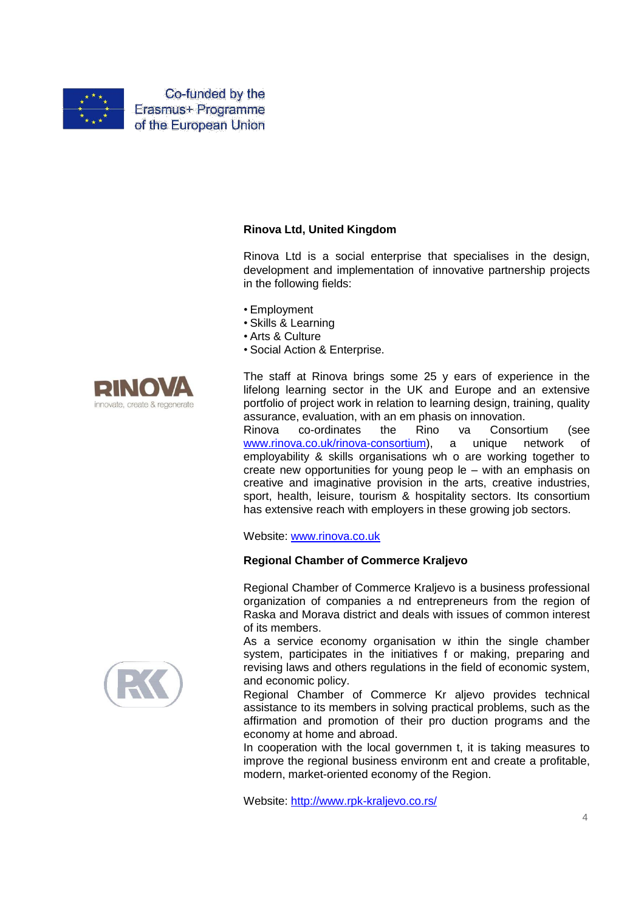Co-funded by the Erasmus+ Programme of the European Union

**Rinova Ltd, United Kingdom**

Rinova Ltd is a social enterprise that specialises in the design, development and implementation of innovative partnership projects in the following fields:

- Employment
- Skills & Learning
- Arts & Culture
- Social Action & Enterprise.

The staff at Rinova brings some 25 years of experience in the lifelong learning sector in the UK and Europe and an extensive portfolio of project work in relation to learning design, training, quality assurance, evaluation, with an emphasis on innovation.
Rinova co-ordinates the Rinova Consortium (see www.rinova.co.uk/rinova-consortium), a unique network of employability & skills organisations who are working together to create new opportunities for young people – with an emphasis on creative and imaginative provision in the arts, creative industries, sport, health, leisure, tourism & hospitality sectors. Its consortium has extensive reach with employers in these growing job sectors.

Website: www.rinova.co.uk

**Regional Chamber of Commerce Kraljevo**

Regional Chamber of Commerce Kraljevo is a business professional organization of companies and entrepreneurs from the region of Raska and Morava district and deals with issues of common interest of its members.
As a service economy organisation within the single chamber system, participates in the initiatives for making, preparing and revising laws and others regulations in the field of economic system, and economic policy.
Regional Chamber of Commerce Kraljevo provides technical assistance to its members in solving practical problems, such as the affirmation and promotion of their production programs and the economy at home and abroad.
In cooperation with the local government, it is taking measures to improve the regional business environment and create a profitable, modern, market-oriented economy of the Region.

Website: http://www.rpk-kraljevo.co.rs/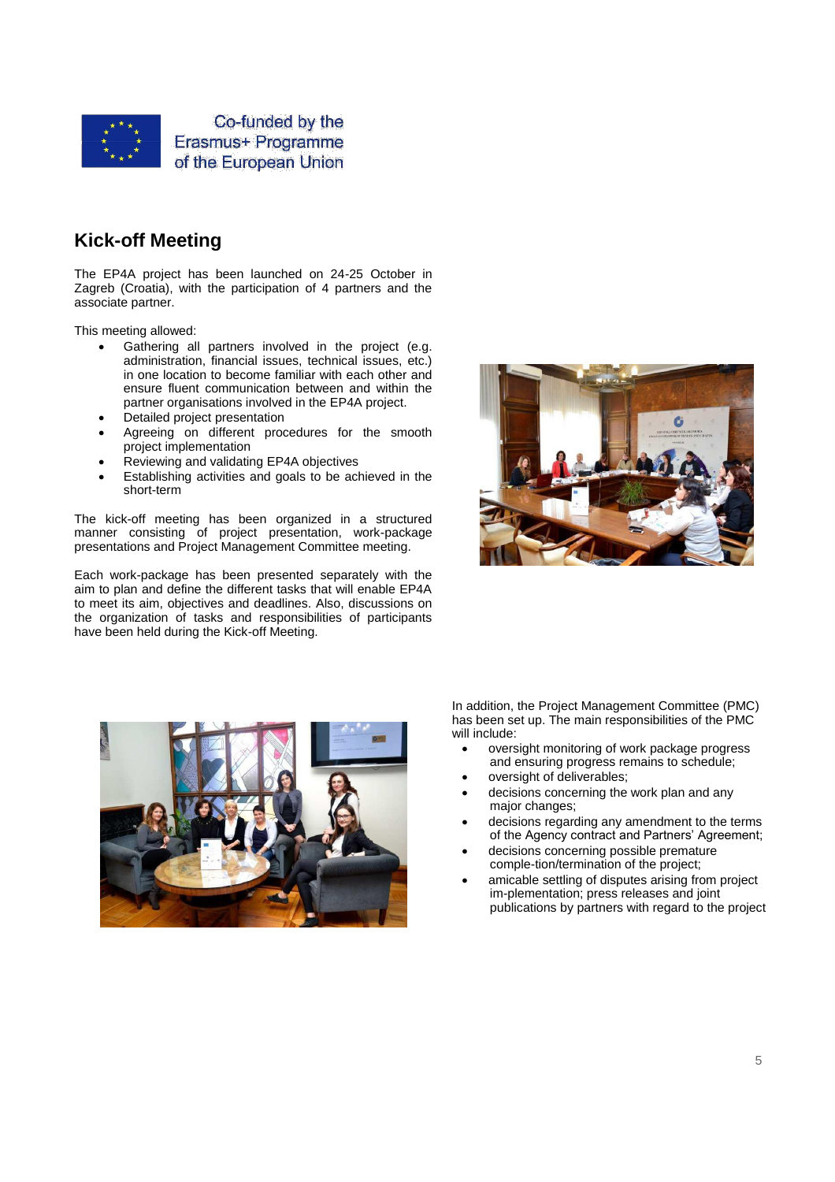Co-funded by the Erasmus+ Programme of the European Union

## Kick-off Meeting

The EP4A project has been launched on 24-25 October in Zagreb (Croatia), with the participation of 4 partners and the associate partner.

This meeting allowed:

- Gathering all partners involved in the project (e.g. administration, financial issues, technical issues, etc.) in one location to become familiar with each other and ensure fluent communication between and within the partner organisations involved in the EP4A project.
- Detailed project presentation
- Agreeing on different procedures for the smooth project implementation
- Reviewing and validating EP4A objectives
- Establishing activities and goals to be achieved in the short-term

The kick-off meeting has been organized in a structured manner consisting of project presentation, work-package presentations and Project Management Committee meeting.

Each work-package has been presented separately with the aim to plan and define the different tasks that will enable EP4A to meet its aim, objectives and deadlines. Also, discussions on the organization of tasks and responsibilities of participants have been held during the Kick-off Meeting.

In addition, the Project Management Committee (PMC) has been set up. The main responsibilities of the PMC will include:

- oversight monitoring of work package progress and ensuring progress remains to schedule;
- oversight of deliverables;
- decisions concerning the work plan and any major changes;
- decisions regarding any amendment to the terms of the Agency contract and Partners' Agreement;
- decisions concerning possible premature comple-tion/termination of the project;
- amicable settling of disputes arising from project im-plementation; press releases and joint publications by partners with regard to the project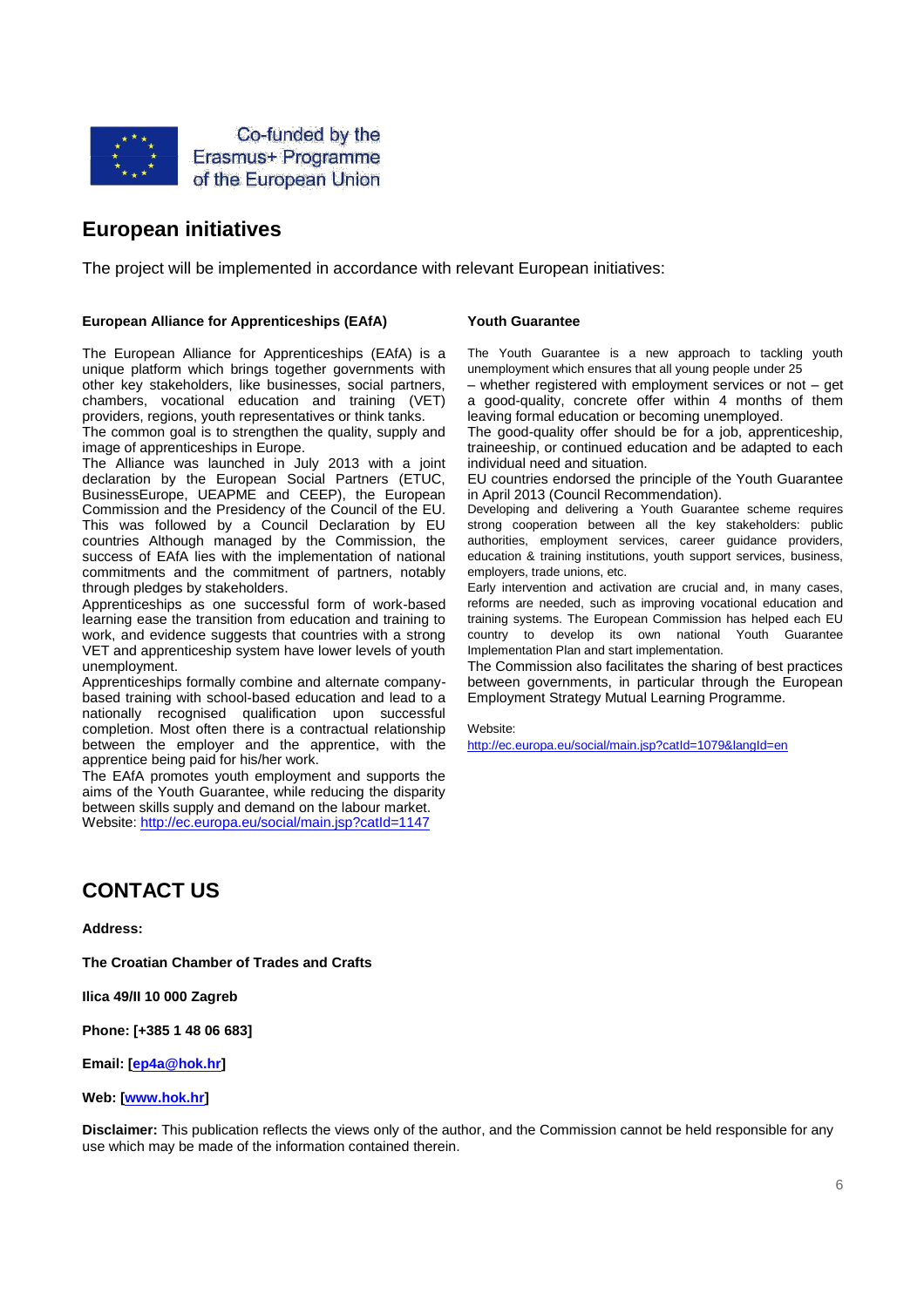Co-funded by the Erasmus+ Programme of the European Union

## European initiatives

The project will be implemented in accordance with relevant European initiatives:

**European Alliance for Apprenticeships (EAfA)**

The European Alliance for Apprenticeships (EAfA) is a unique platform which brings together governments with other key stakeholders, like businesses, social partners, chambers, vocational education and training (VET) providers, regions, youth representatives or think tanks.
The common goal is to strengthen the quality, supply and image of apprenticeships in Europe.
The Alliance was launched in July 2013 with a joint declaration by the European Social Partners (ETUC, BusinessEurope, UEAPME and CEEP), the European Commission and the Presidency of the Council of the EU. This was followed by a Council Declaration by EU countries Although managed by the Commission, the success of EAfA lies with the implementation of national commitments and the commitment of partners, notably through pledges by stakeholders.
Apprenticeships as one successful form of work-based learning ease the transition from education and training to work, and evidence suggests that countries with a strong VET and apprenticeship system have lower levels of youth unemployment.
Apprenticeships formally combine and alternate company-based training with school-based education and lead to a nationally recognised qualification upon successful completion. Most often there is a contractual relationship between the employer and the apprentice, with the apprentice being paid for his/her work.
The EAfA promotes youth employment and supports the aims of the Youth Guarantee, while reducing the disparity between skills supply and demand on the labour market.
Website: http://ec.europa.eu/social/main.jsp?catId=1147

**Youth Guarantee**

The Youth Guarantee is a new approach to tackling youth unemployment which ensures that all young people under 25 – whether registered with employment services or not – get a good-quality, concrete offer within 4 months of them leaving formal education or becoming unemployed.
The good-quality offer should be for a job, apprenticeship, traineeship, or continued education and be adapted to each individual need and situation.
EU countries endorsed the principle of the Youth Guarantee in April 2013 (Council Recommendation).
Developing and delivering a Youth Guarantee scheme requires strong cooperation between all the key stakeholders: public authorities, employment services, career guidance providers, education & training institutions, youth support services, business, employers, trade unions, etc.
Early intervention and activation are crucial and, in many cases, reforms are needed, such as improving vocational education and training systems. The European Commission has helped each EU country to develop its own national Youth Guarantee Implementation Plan and start implementation.
The Commission also facilitates the sharing of best practices between governments, in particular through the European Employment Strategy Mutual Learning Programme.

Website:
http://ec.europa.eu/social/main.jsp?catId=1079&langId=en

## CONTACT US

**Address:**

**The Croatian Chamber of Trades and Crafts**

**Ilica 49/II 10 000 Zagreb**

**Phone: [+385 1 48 06 683]**

**Email: [ep4a@hok.hr]**

**Web: [www.hok.hr]**

**Disclaimer:** This publication reflects the views only of the author, and the Commission cannot be held responsible for any use which may be made of the information contained therein.